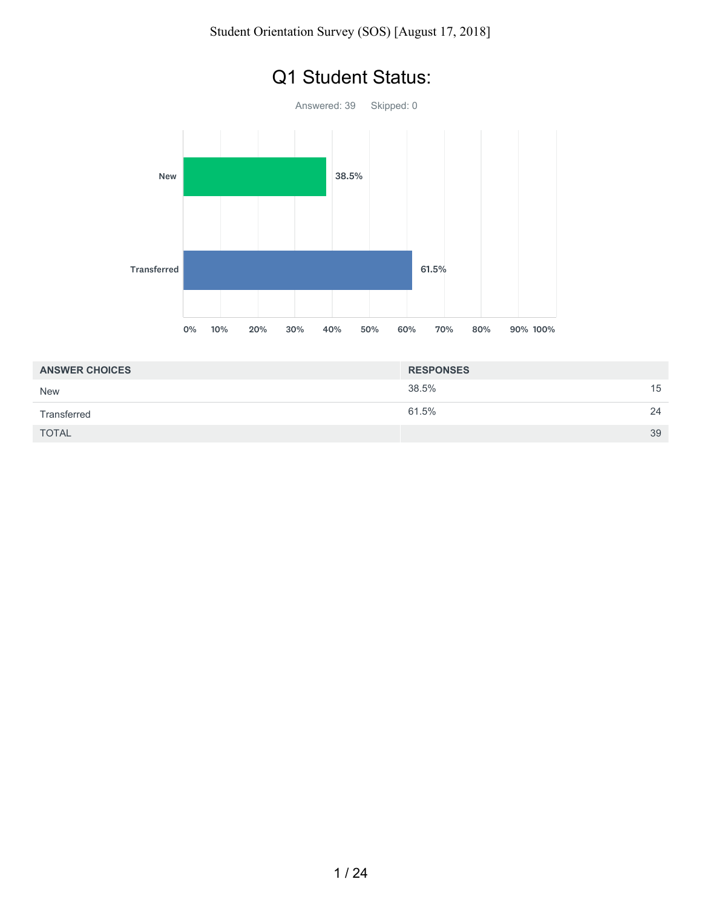# Q1 Student Status:

Answered: 39 Skipped: 0

| ANSWER CHOICES | RESPONSES | |
|---|---|---|
| New | 38.5% | 15 |
| Transferred | 61.5% | 24 |
| TOTAL | | 39 |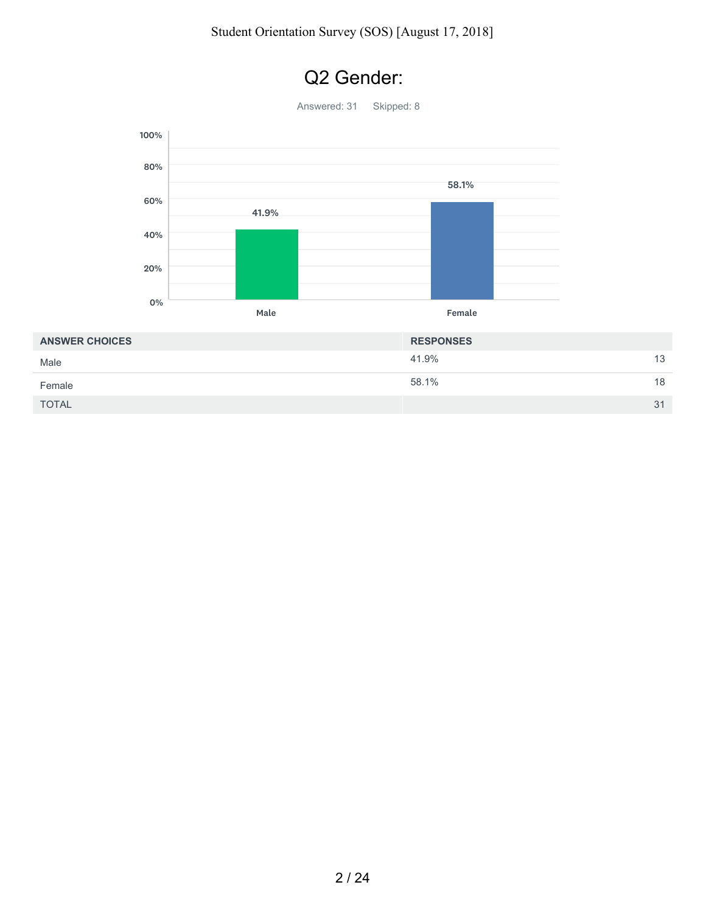# Q2 Gender:

Answered: 31 Skipped: 8

| ANSWER CHOICES | RESPONSES | |
|---|---|---|
| Male | 41.9% | 13 |
| Female | 58.1% | 18 |
| TOTAL | | 31 |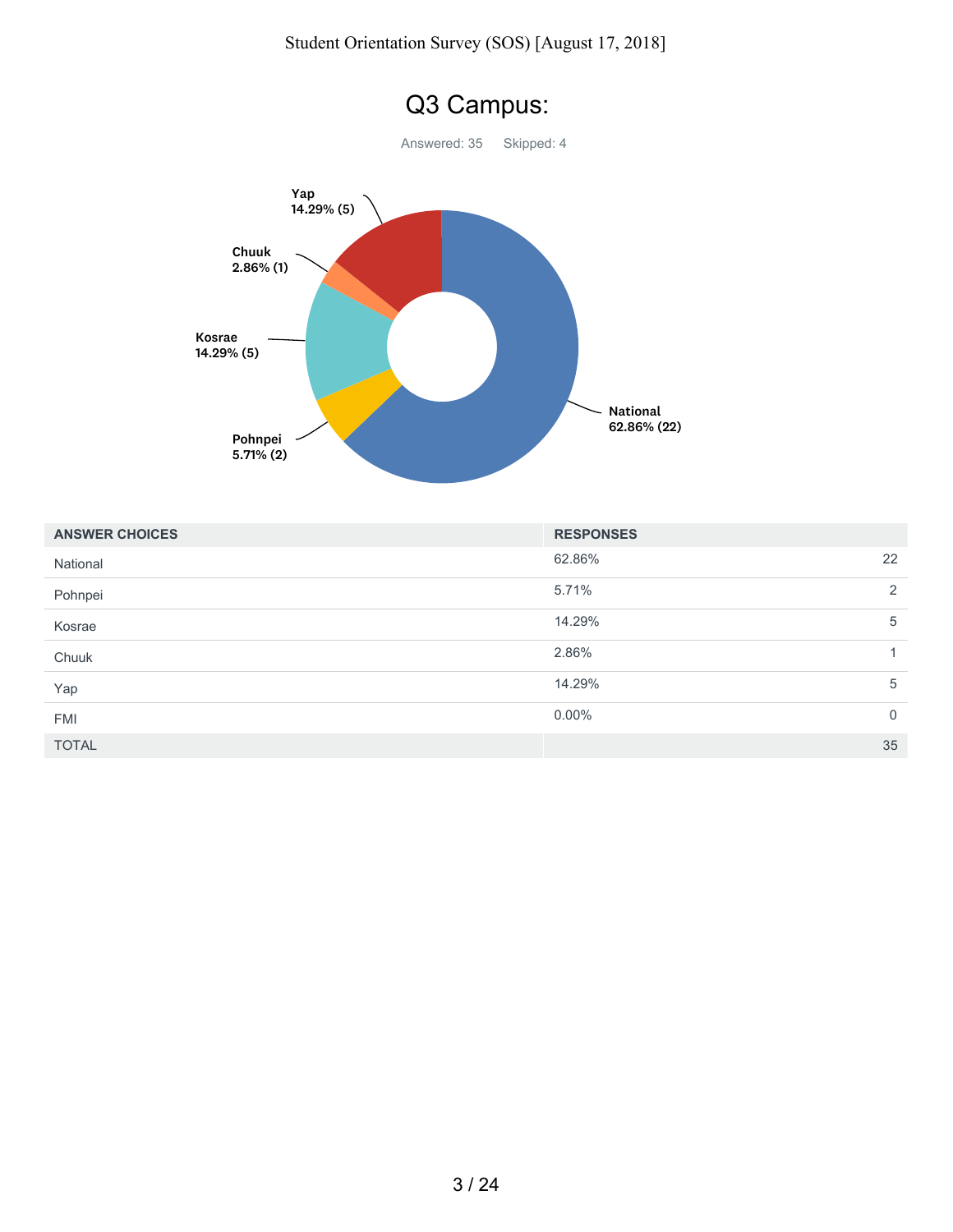# Q3 Campus:

Answered: 35 Skipped: 4

| ANSWER CHOICES | RESPONSES | |
|---|---|---|
| National | 62.86% | 22 |
| Pohnpei | 5.71% | 2 |
| Kosrae | 14.29% | 5 |
| Chuuk | 2.86% | 1 |
| Yap | 14.29% | 5 |
| FMI | 0.00% | 0 |
| TOTAL | | 35 |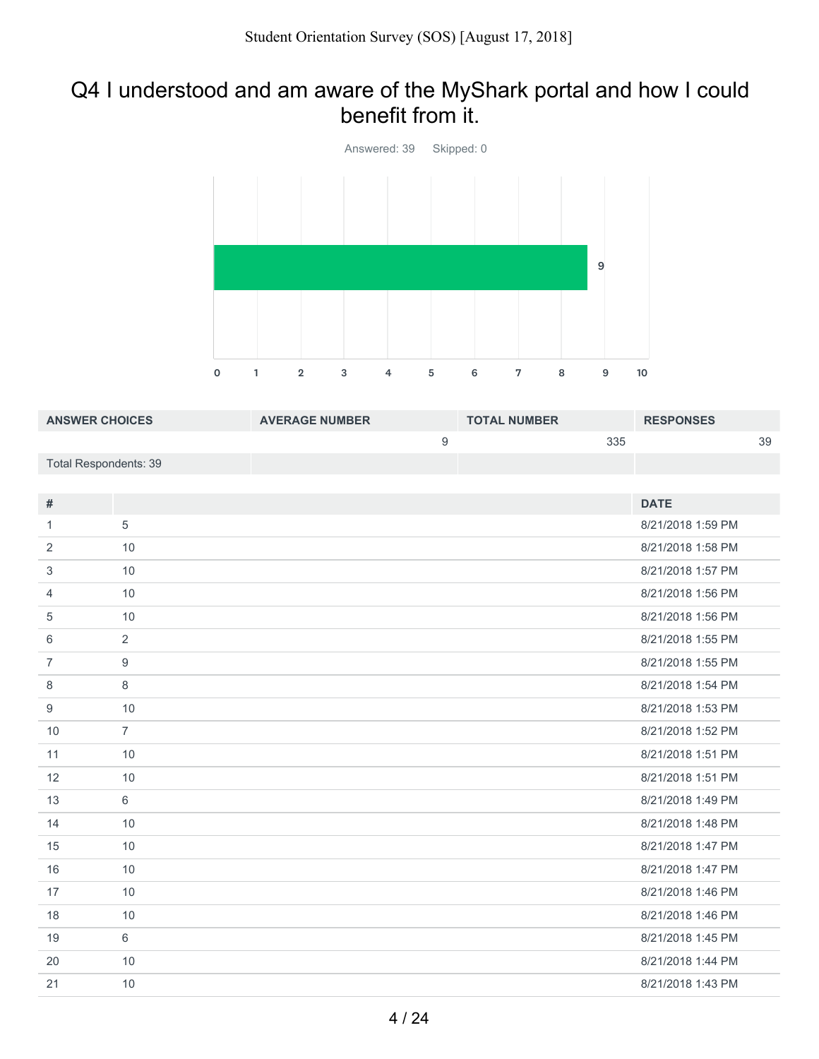# Q4 I understood and am aware of the MyShark portal and how I could benefit from it.

Answered: 39 Skipped: 0

| ANSWER CHOICES | AVERAGE NUMBER | TOTAL NUMBER | RESPONSES |
|---|---|---|---|
| | 9 | 335 | 39 |
| Total Respondents: 39 | | | |

| # | | DATE |
|---|---|---|
| 1 | 5 | 8/21/2018 1:59 PM |
| 2 | 10 | 8/21/2018 1:58 PM |
| 3 | 10 | 8/21/2018 1:57 PM |
| 4 | 10 | 8/21/2018 1:56 PM |
| 5 | 10 | 8/21/2018 1:56 PM |
| 6 | 2 | 8/21/2018 1:55 PM |
| 7 | 9 | 8/21/2018 1:55 PM |
| 8 | 8 | 8/21/2018 1:54 PM |
| 9 | 10 | 8/21/2018 1:53 PM |
| 10 | 7 | 8/21/2018 1:52 PM |
| 11 | 10 | 8/21/2018 1:51 PM |
| 12 | 10 | 8/21/2018 1:51 PM |
| 13 | 6 | 8/21/2018 1:49 PM |
| 14 | 10 | 8/21/2018 1:48 PM |
| 15 | 10 | 8/21/2018 1:47 PM |
| 16 | 10 | 8/21/2018 1:47 PM |
| 17 | 10 | 8/21/2018 1:46 PM |
| 18 | 10 | 8/21/2018 1:46 PM |
| 19 | 6 | 8/21/2018 1:45 PM |
| 20 | 10 | 8/21/2018 1:44 PM |
| 21 | 10 | 8/21/2018 1:43 PM |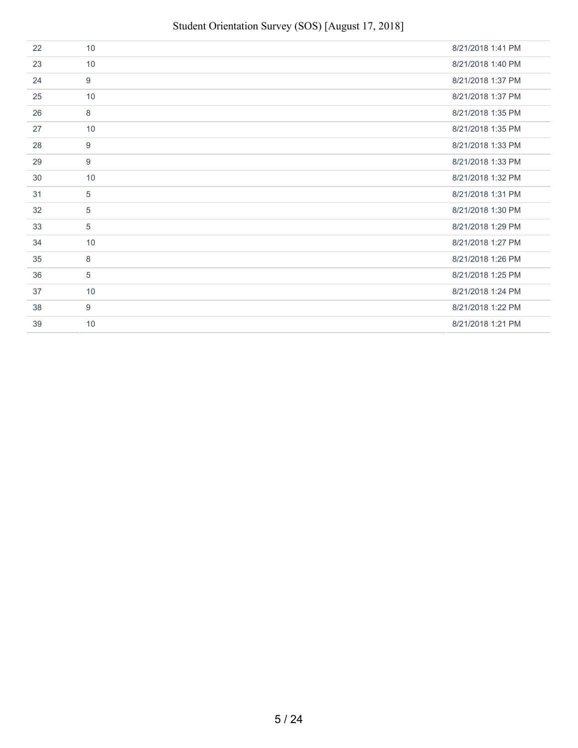| | | |
|---|---|---|
| 22 | 10 | 8/21/2018 1:41 PM |
| 23 | 10 | 8/21/2018 1:40 PM |
| 24 | 9 | 8/21/2018 1:37 PM |
| 25 | 10 | 8/21/2018 1:37 PM |
| 26 | 8 | 8/21/2018 1:35 PM |
| 27 | 10 | 8/21/2018 1:35 PM |
| 28 | 9 | 8/21/2018 1:33 PM |
| 29 | 9 | 8/21/2018 1:33 PM |
| 30 | 10 | 8/21/2018 1:32 PM |
| 31 | 5 | 8/21/2018 1:31 PM |
| 32 | 5 | 8/21/2018 1:30 PM |
| 33 | 5 | 8/21/2018 1:29 PM |
| 34 | 10 | 8/21/2018 1:27 PM |
| 35 | 8 | 8/21/2018 1:26 PM |
| 36 | 5 | 8/21/2018 1:25 PM |
| 37 | 10 | 8/21/2018 1:24 PM |
| 38 | 9 | 8/21/2018 1:22 PM |
| 39 | 10 | 8/21/2018 1:21 PM |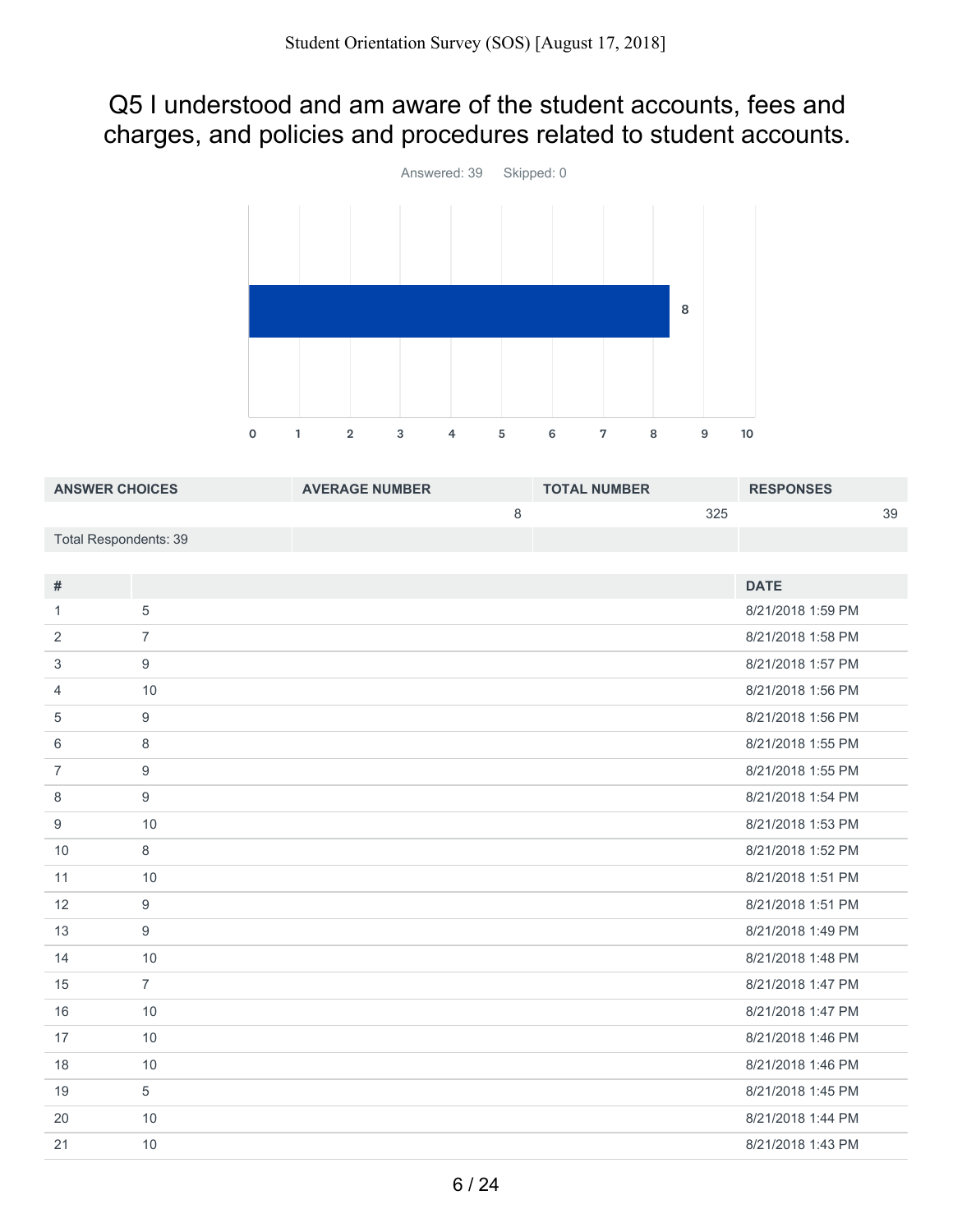# Q5 I understood and am aware of the student accounts, fees and charges, and policies and procedures related to student accounts.

Answered: 39 Skipped: 0

| ANSWER CHOICES | AVERAGE NUMBER | TOTAL NUMBER | RESPONSES |
|---|---|---|---|
| | 8 | 325 | 39 |
| Total Respondents: 39 | | | |

| # | | DATE |
|---|---|---|
| 1 | 5 | 8/21/2018 1:59 PM |
| 2 | 7 | 8/21/2018 1:58 PM |
| 3 | 9 | 8/21/2018 1:57 PM |
| 4 | 10 | 8/21/2018 1:56 PM |
| 5 | 9 | 8/21/2018 1:56 PM |
| 6 | 8 | 8/21/2018 1:55 PM |
| 7 | 9 | 8/21/2018 1:55 PM |
| 8 | 9 | 8/21/2018 1:54 PM |
| 9 | 10 | 8/21/2018 1:53 PM |
| 10 | 8 | 8/21/2018 1:52 PM |
| 11 | 10 | 8/21/2018 1:51 PM |
| 12 | 9 | 8/21/2018 1:51 PM |
| 13 | 9 | 8/21/2018 1:49 PM |
| 14 | 10 | 8/21/2018 1:48 PM |
| 15 | 7 | 8/21/2018 1:47 PM |
| 16 | 10 | 8/21/2018 1:47 PM |
| 17 | 10 | 8/21/2018 1:46 PM |
| 18 | 10 | 8/21/2018 1:46 PM |
| 19 | 5 | 8/21/2018 1:45 PM |
| 20 | 10 | 8/21/2018 1:44 PM |
| 21 | 10 | 8/21/2018 1:43 PM |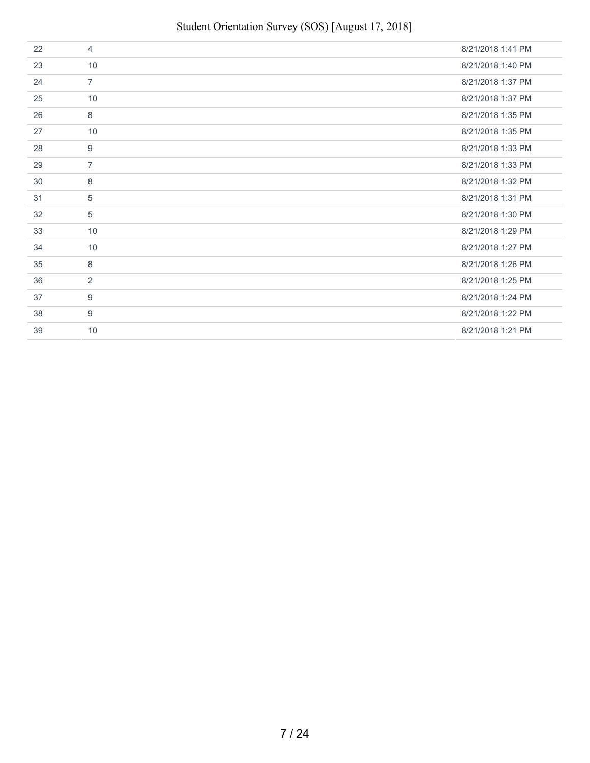| | | |
|---|---|---|
| 22 | 4 | 8/21/2018 1:41 PM |
| 23 | 10 | 8/21/2018 1:40 PM |
| 24 | 7 | 8/21/2018 1:37 PM |
| 25 | 10 | 8/21/2018 1:37 PM |
| 26 | 8 | 8/21/2018 1:35 PM |
| 27 | 10 | 8/21/2018 1:35 PM |
| 28 | 9 | 8/21/2018 1:33 PM |
| 29 | 7 | 8/21/2018 1:33 PM |
| 30 | 8 | 8/21/2018 1:32 PM |
| 31 | 5 | 8/21/2018 1:31 PM |
| 32 | 5 | 8/21/2018 1:30 PM |
| 33 | 10 | 8/21/2018 1:29 PM |
| 34 | 10 | 8/21/2018 1:27 PM |
| 35 | 8 | 8/21/2018 1:26 PM |
| 36 | 2 | 8/21/2018 1:25 PM |
| 37 | 9 | 8/21/2018 1:24 PM |
| 38 | 9 | 8/21/2018 1:22 PM |
| 39 | 10 | 8/21/2018 1:21 PM |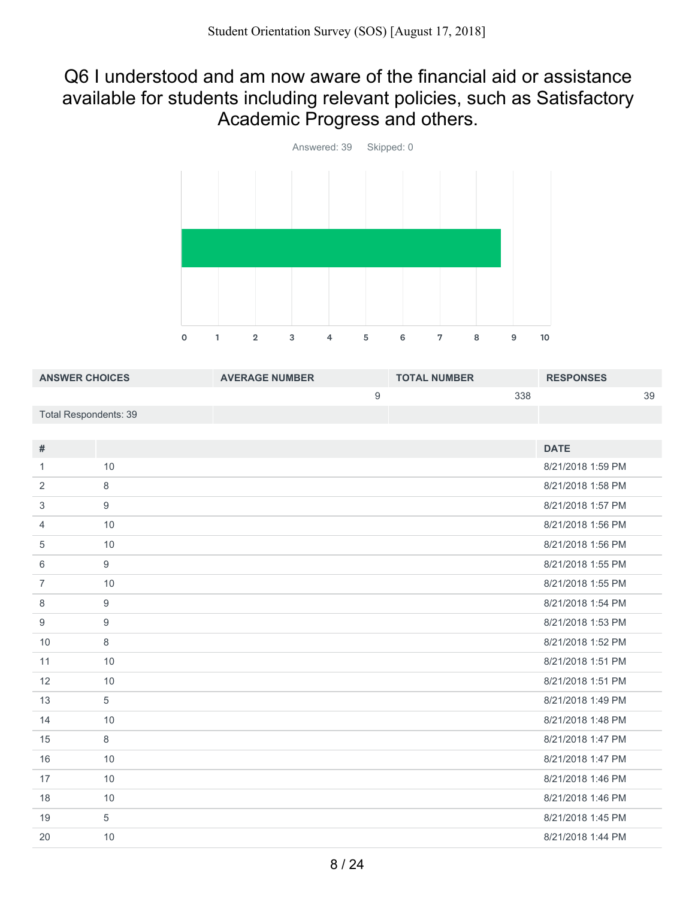## Q6 I understood and am now aware of the financial aid or assistance available for students including relevant policies, such as Satisfactory Academic Progress and others.

Answered: 39 Skipped: 0

| ANSWER CHOICES | AVERAGE NUMBER | TOTAL NUMBER | RESPONSES |
|---|---|---|---|
| | 9 | 338 | 39 |
| Total Respondents: 39 | | | |

| # | | DATE |
|---|---|---|
| 1 | 10 | 8/21/2018 1:59 PM |
| 2 | 8 | 8/21/2018 1:58 PM |
| 3 | 9 | 8/21/2018 1:57 PM |
| 4 | 10 | 8/21/2018 1:56 PM |
| 5 | 10 | 8/21/2018 1:56 PM |
| 6 | 9 | 8/21/2018 1:55 PM |
| 7 | 10 | 8/21/2018 1:55 PM |
| 8 | 9 | 8/21/2018 1:54 PM |
| 9 | 9 | 8/21/2018 1:53 PM |
| 10 | 8 | 8/21/2018 1:52 PM |
| 11 | 10 | 8/21/2018 1:51 PM |
| 12 | 10 | 8/21/2018 1:51 PM |
| 13 | 5 | 8/21/2018 1:49 PM |
| 14 | 10 | 8/21/2018 1:48 PM |
| 15 | 8 | 8/21/2018 1:47 PM |
| 16 | 10 | 8/21/2018 1:47 PM |
| 17 | 10 | 8/21/2018 1:46 PM |
| 18 | 10 | 8/21/2018 1:46 PM |
| 19 | 5 | 8/21/2018 1:45 PM |
| 20 | 10 | 8/21/2018 1:44 PM |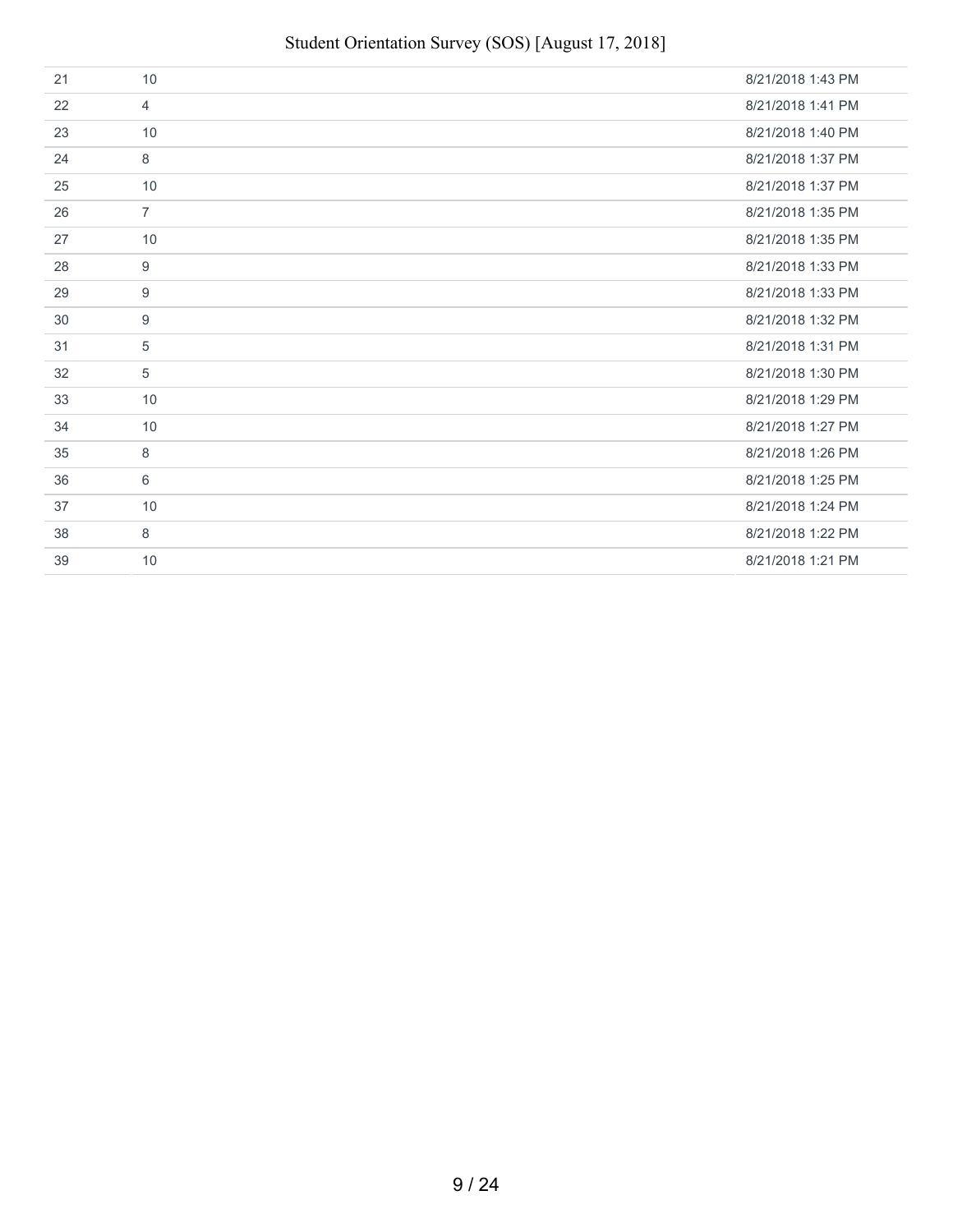| | | |
|---|---|---|
| 21 | 10 | 8/21/2018 1:43 PM |
| 22 | 4 | 8/21/2018 1:41 PM |
| 23 | 10 | 8/21/2018 1:40 PM |
| 24 | 8 | 8/21/2018 1:37 PM |
| 25 | 10 | 8/21/2018 1:37 PM |
| 26 | 7 | 8/21/2018 1:35 PM |
| 27 | 10 | 8/21/2018 1:35 PM |
| 28 | 9 | 8/21/2018 1:33 PM |
| 29 | 9 | 8/21/2018 1:33 PM |
| 30 | 9 | 8/21/2018 1:32 PM |
| 31 | 5 | 8/21/2018 1:31 PM |
| 32 | 5 | 8/21/2018 1:30 PM |
| 33 | 10 | 8/21/2018 1:29 PM |
| 34 | 10 | 8/21/2018 1:27 PM |
| 35 | 8 | 8/21/2018 1:26 PM |
| 36 | 6 | 8/21/2018 1:25 PM |
| 37 | 10 | 8/21/2018 1:24 PM |
| 38 | 8 | 8/21/2018 1:22 PM |
| 39 | 10 | 8/21/2018 1:21 PM |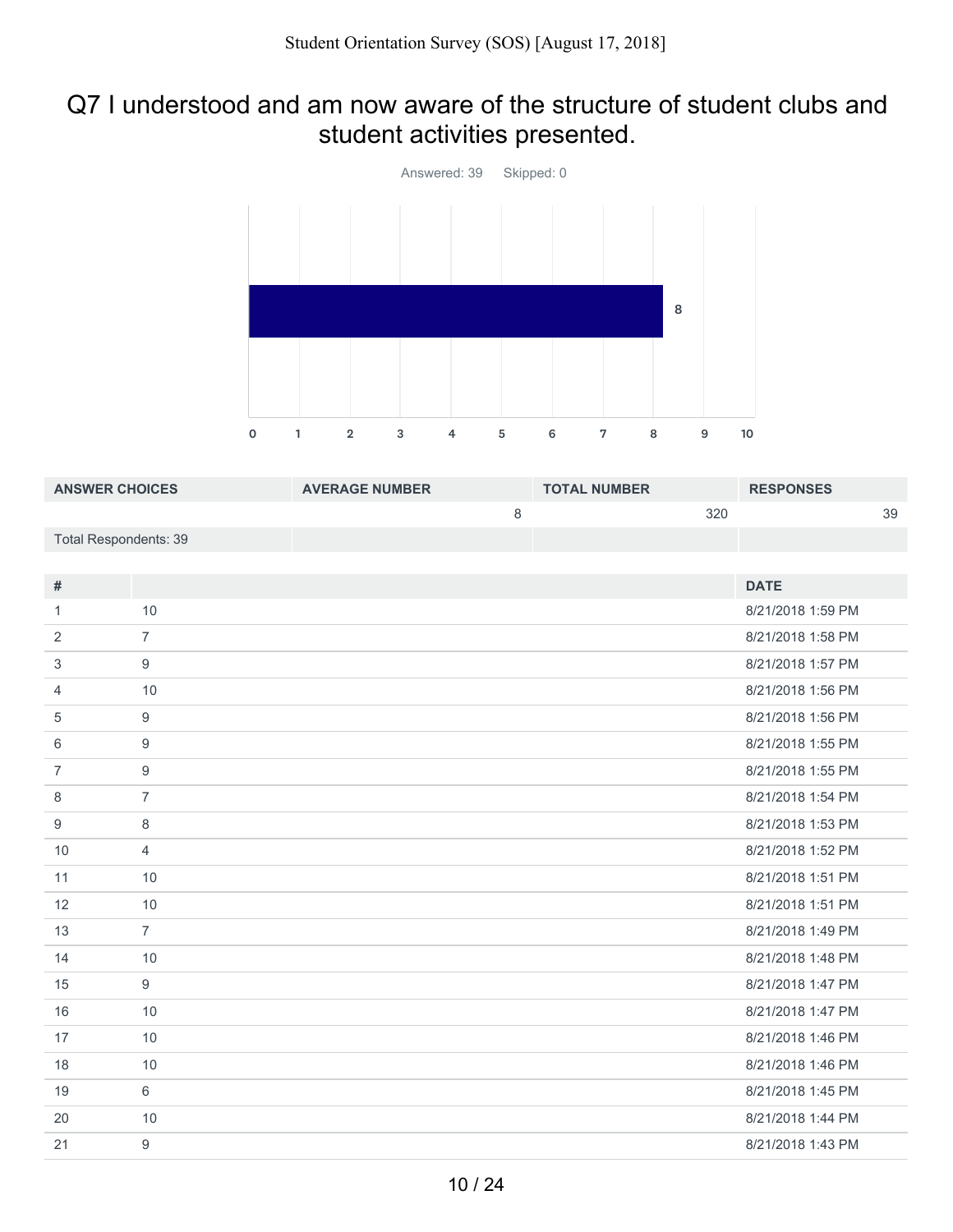# Q7 I understood and am now aware of the structure of student clubs and student activities presented.

Answered: 39 Skipped: 0

| ANSWER CHOICES | AVERAGE NUMBER | TOTAL NUMBER | RESPONSES |
|---|---|---|---|
| | 8 | 320 | 39 |
| Total Respondents: 39 | | | |

| # | | DATE |
|---|---|---|
| 1 | 10 | 8/21/2018 1:59 PM |
| 2 | 7 | 8/21/2018 1:58 PM |
| 3 | 9 | 8/21/2018 1:57 PM |
| 4 | 10 | 8/21/2018 1:56 PM |
| 5 | 9 | 8/21/2018 1:56 PM |
| 6 | 9 | 8/21/2018 1:55 PM |
| 7 | 9 | 8/21/2018 1:55 PM |
| 8 | 7 | 8/21/2018 1:54 PM |
| 9 | 8 | 8/21/2018 1:53 PM |
| 10 | 4 | 8/21/2018 1:52 PM |
| 11 | 10 | 8/21/2018 1:51 PM |
| 12 | 10 | 8/21/2018 1:51 PM |
| 13 | 7 | 8/21/2018 1:49 PM |
| 14 | 10 | 8/21/2018 1:48 PM |
| 15 | 9 | 8/21/2018 1:47 PM |
| 16 | 10 | 8/21/2018 1:47 PM |
| 17 | 10 | 8/21/2018 1:46 PM |
| 18 | 10 | 8/21/2018 1:46 PM |
| 19 | 6 | 8/21/2018 1:45 PM |
| 20 | 10 | 8/21/2018 1:44 PM |
| 21 | 9 | 8/21/2018 1:43 PM |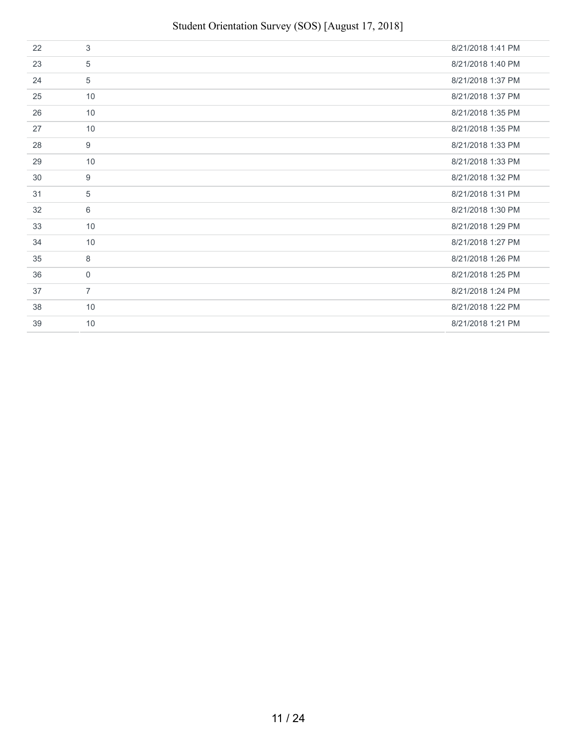| | | |
|---|---|---|
| 22 | 3 | 8/21/2018 1:41 PM |
| 23 | 5 | 8/21/2018 1:40 PM |
| 24 | 5 | 8/21/2018 1:37 PM |
| 25 | 10 | 8/21/2018 1:37 PM |
| 26 | 10 | 8/21/2018 1:35 PM |
| 27 | 10 | 8/21/2018 1:35 PM |
| 28 | 9 | 8/21/2018 1:33 PM |
| 29 | 10 | 8/21/2018 1:33 PM |
| 30 | 9 | 8/21/2018 1:32 PM |
| 31 | 5 | 8/21/2018 1:31 PM |
| 32 | 6 | 8/21/2018 1:30 PM |
| 33 | 10 | 8/21/2018 1:29 PM |
| 34 | 10 | 8/21/2018 1:27 PM |
| 35 | 8 | 8/21/2018 1:26 PM |
| 36 | 0 | 8/21/2018 1:25 PM |
| 37 | 7 | 8/21/2018 1:24 PM |
| 38 | 10 | 8/21/2018 1:22 PM |
| 39 | 10 | 8/21/2018 1:21 PM |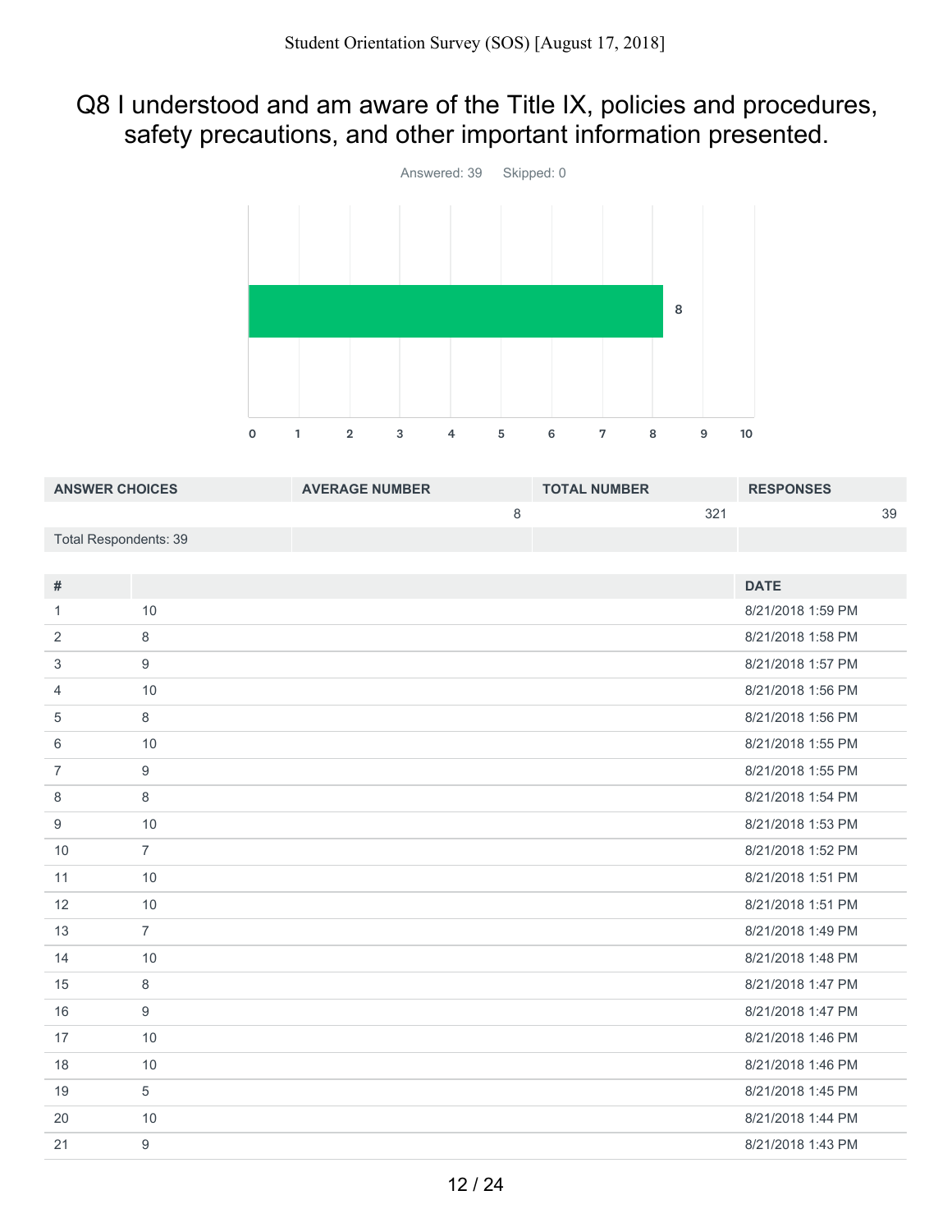# Q8 I understood and am aware of the Title IX, policies and procedures, safety precautions, and other important information presented.

Answered: 39 Skipped: 0

| ANSWER CHOICES | AVERAGE NUMBER | TOTAL NUMBER | RESPONSES |
|---|---|---|---|
| | 8 | 321 | 39 |
| Total Respondents: 39 | | | |

| # | | DATE |
|---|---|---|
| 1 | 10 | 8/21/2018 1:59 PM |
| 2 | 8 | 8/21/2018 1:58 PM |
| 3 | 9 | 8/21/2018 1:57 PM |
| 4 | 10 | 8/21/2018 1:56 PM |
| 5 | 8 | 8/21/2018 1:56 PM |
| 6 | 10 | 8/21/2018 1:55 PM |
| 7 | 9 | 8/21/2018 1:55 PM |
| 8 | 8 | 8/21/2018 1:54 PM |
| 9 | 10 | 8/21/2018 1:53 PM |
| 10 | 7 | 8/21/2018 1:52 PM |
| 11 | 10 | 8/21/2018 1:51 PM |
| 12 | 10 | 8/21/2018 1:51 PM |
| 13 | 7 | 8/21/2018 1:49 PM |
| 14 | 10 | 8/21/2018 1:48 PM |
| 15 | 8 | 8/21/2018 1:47 PM |
| 16 | 9 | 8/21/2018 1:47 PM |
| 17 | 10 | 8/21/2018 1:46 PM |
| 18 | 10 | 8/21/2018 1:46 PM |
| 19 | 5 | 8/21/2018 1:45 PM |
| 20 | 10 | 8/21/2018 1:44 PM |
| 21 | 9 | 8/21/2018 1:43 PM |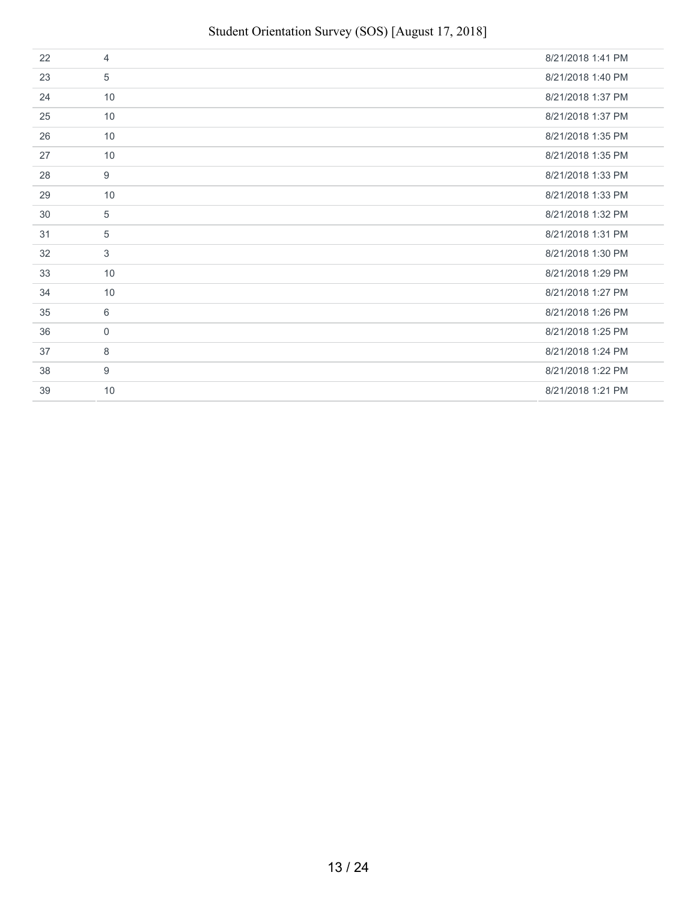| | | |
|---|---|---|
| 22 | 4 | 8/21/2018 1:41 PM |
| 23 | 5 | 8/21/2018 1:40 PM |
| 24 | 10 | 8/21/2018 1:37 PM |
| 25 | 10 | 8/21/2018 1:37 PM |
| 26 | 10 | 8/21/2018 1:35 PM |
| 27 | 10 | 8/21/2018 1:35 PM |
| 28 | 9 | 8/21/2018 1:33 PM |
| 29 | 10 | 8/21/2018 1:33 PM |
| 30 | 5 | 8/21/2018 1:32 PM |
| 31 | 5 | 8/21/2018 1:31 PM |
| 32 | 3 | 8/21/2018 1:30 PM |
| 33 | 10 | 8/21/2018 1:29 PM |
| 34 | 10 | 8/21/2018 1:27 PM |
| 35 | 6 | 8/21/2018 1:26 PM |
| 36 | 0 | 8/21/2018 1:25 PM |
| 37 | 8 | 8/21/2018 1:24 PM |
| 38 | 9 | 8/21/2018 1:22 PM |
| 39 | 10 | 8/21/2018 1:21 PM |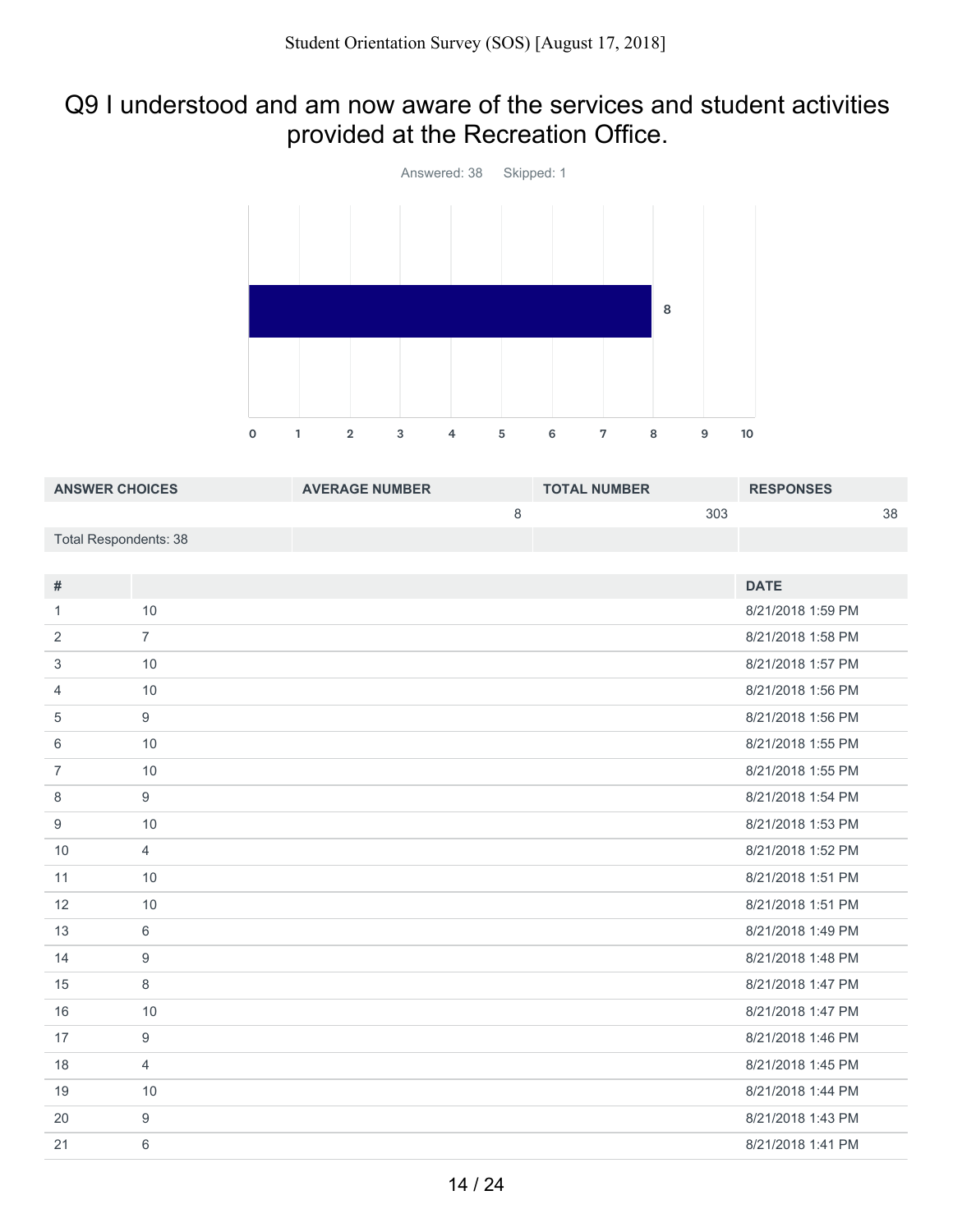# Q9 I understood and am now aware of the services and student activities provided at the Recreation Office.

Answered: 38 Skipped: 1

| ANSWER CHOICES | AVERAGE NUMBER | TOTAL NUMBER | RESPONSES |
|---|---|---|---|
| | 8 | 303 | 38 |
| Total Respondents: 38 | | | |

| # | | DATE |
|---|---|---|
| 1 | 10 | 8/21/2018 1:59 PM |
| 2 | 7 | 8/21/2018 1:58 PM |
| 3 | 10 | 8/21/2018 1:57 PM |
| 4 | 10 | 8/21/2018 1:56 PM |
| 5 | 9 | 8/21/2018 1:56 PM |
| 6 | 10 | 8/21/2018 1:55 PM |
| 7 | 10 | 8/21/2018 1:55 PM |
| 8 | 9 | 8/21/2018 1:54 PM |
| 9 | 10 | 8/21/2018 1:53 PM |
| 10 | 4 | 8/21/2018 1:52 PM |
| 11 | 10 | 8/21/2018 1:51 PM |
| 12 | 10 | 8/21/2018 1:51 PM |
| 13 | 6 | 8/21/2018 1:49 PM |
| 14 | 9 | 8/21/2018 1:48 PM |
| 15 | 8 | 8/21/2018 1:47 PM |
| 16 | 10 | 8/21/2018 1:47 PM |
| 17 | 9 | 8/21/2018 1:46 PM |
| 18 | 4 | 8/21/2018 1:45 PM |
| 19 | 10 | 8/21/2018 1:44 PM |
| 20 | 9 | 8/21/2018 1:43 PM |
| 21 | 6 | 8/21/2018 1:41 PM |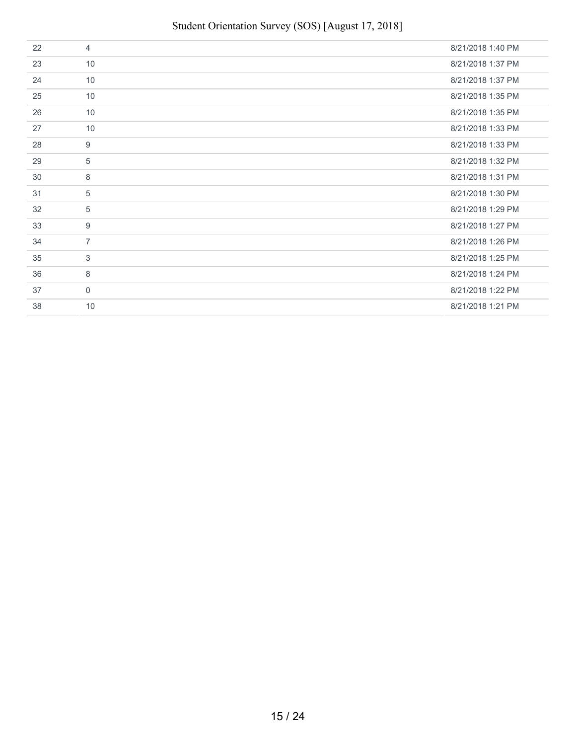| | | |
|---|---|---|
| 22 | 4 | 8/21/2018 1:40 PM |
| 23 | 10 | 8/21/2018 1:37 PM |
| 24 | 10 | 8/21/2018 1:37 PM |
| 25 | 10 | 8/21/2018 1:35 PM |
| 26 | 10 | 8/21/2018 1:35 PM |
| 27 | 10 | 8/21/2018 1:33 PM |
| 28 | 9 | 8/21/2018 1:33 PM |
| 29 | 5 | 8/21/2018 1:32 PM |
| 30 | 8 | 8/21/2018 1:31 PM |
| 31 | 5 | 8/21/2018 1:30 PM |
| 32 | 5 | 8/21/2018 1:29 PM |
| 33 | 9 | 8/21/2018 1:27 PM |
| 34 | 7 | 8/21/2018 1:26 PM |
| 35 | 3 | 8/21/2018 1:25 PM |
| 36 | 8 | 8/21/2018 1:24 PM |
| 37 | 0 | 8/21/2018 1:22 PM |
| 38 | 10 | 8/21/2018 1:21 PM |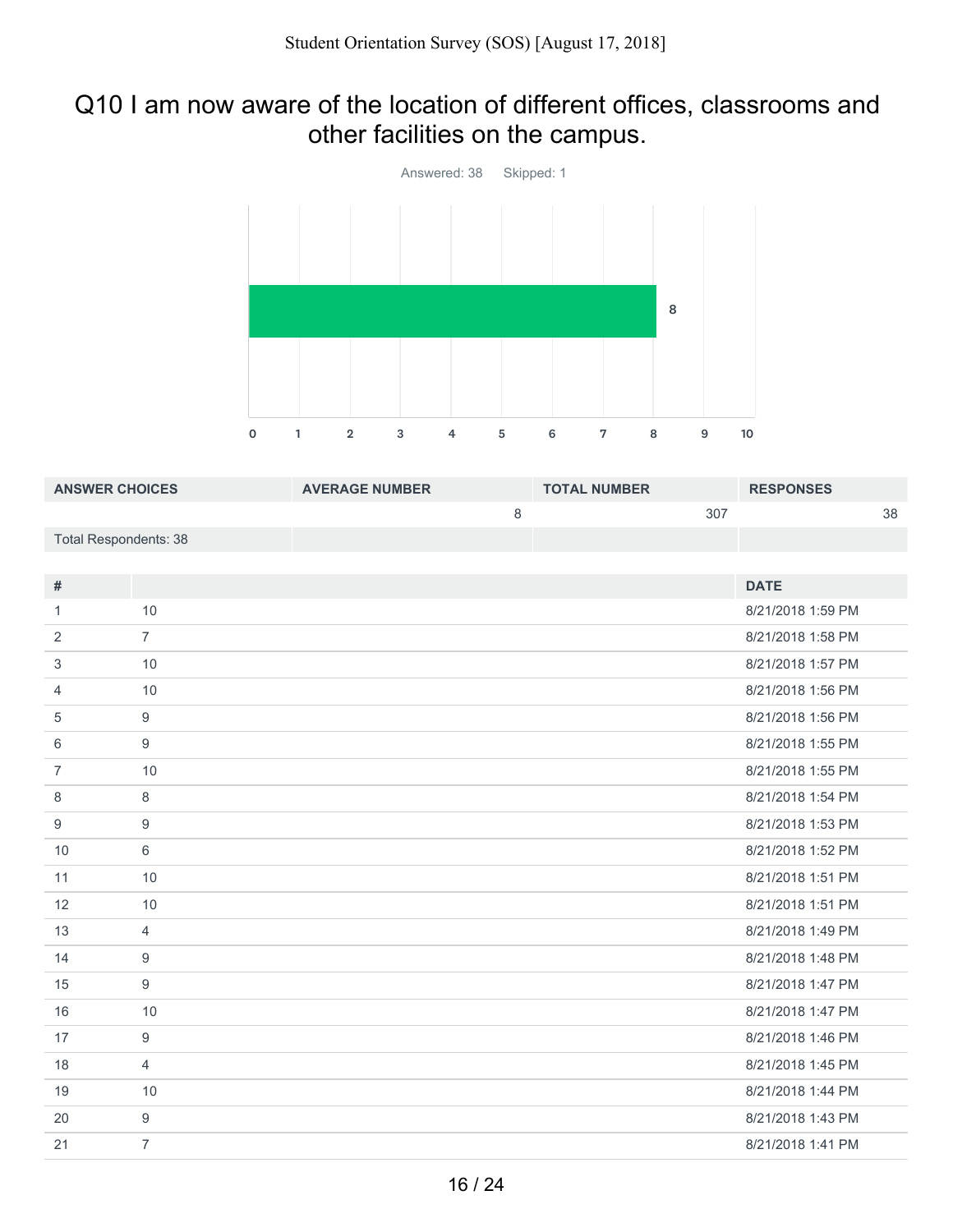## Q10 I am now aware of the location of different offices, classrooms and other facilities on the campus.

Answered: 38    Skipped: 1

| ANSWER CHOICES | AVERAGE NUMBER | TOTAL NUMBER | RESPONSES |
|---|---|---|---|
| | 8 | 307 | 38 |
| Total Respondents: 38 | | | |

| # | | DATE |
|---|---|---|
| 1 | 10 | 8/21/2018 1:59 PM |
| 2 | 7 | 8/21/2018 1:58 PM |
| 3 | 10 | 8/21/2018 1:57 PM |
| 4 | 10 | 8/21/2018 1:56 PM |
| 5 | 9 | 8/21/2018 1:56 PM |
| 6 | 9 | 8/21/2018 1:55 PM |
| 7 | 10 | 8/21/2018 1:55 PM |
| 8 | 8 | 8/21/2018 1:54 PM |
| 9 | 9 | 8/21/2018 1:53 PM |
| 10 | 6 | 8/21/2018 1:52 PM |
| 11 | 10 | 8/21/2018 1:51 PM |
| 12 | 10 | 8/21/2018 1:51 PM |
| 13 | 4 | 8/21/2018 1:49 PM |
| 14 | 9 | 8/21/2018 1:48 PM |
| 15 | 9 | 8/21/2018 1:47 PM |
| 16 | 10 | 8/21/2018 1:47 PM |
| 17 | 9 | 8/21/2018 1:46 PM |
| 18 | 4 | 8/21/2018 1:45 PM |
| 19 | 10 | 8/21/2018 1:44 PM |
| 20 | 9 | 8/21/2018 1:43 PM |
| 21 | 7 | 8/21/2018 1:41 PM |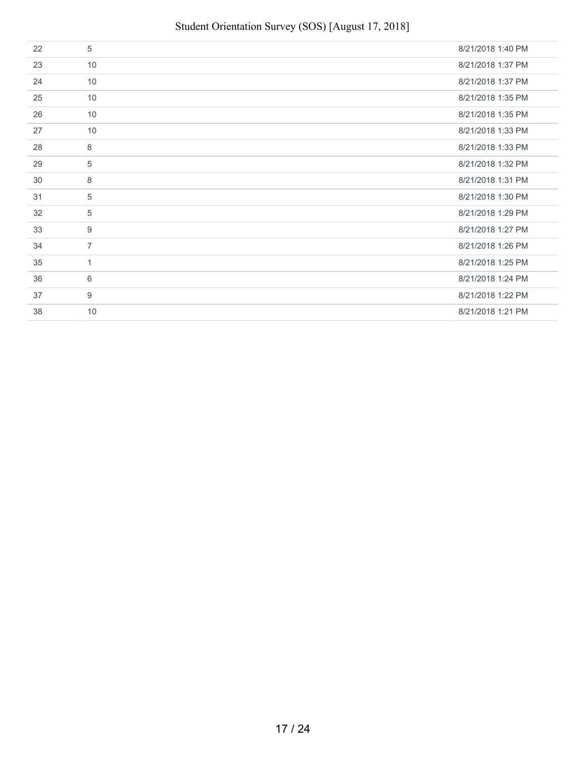| | | |
|---|---|---|
| 22 | 5 | 8/21/2018 1:40 PM |
| 23 | 10 | 8/21/2018 1:37 PM |
| 24 | 10 | 8/21/2018 1:37 PM |
| 25 | 10 | 8/21/2018 1:35 PM |
| 26 | 10 | 8/21/2018 1:35 PM |
| 27 | 10 | 8/21/2018 1:33 PM |
| 28 | 8 | 8/21/2018 1:33 PM |
| 29 | 5 | 8/21/2018 1:32 PM |
| 30 | 8 | 8/21/2018 1:31 PM |
| 31 | 5 | 8/21/2018 1:30 PM |
| 32 | 5 | 8/21/2018 1:29 PM |
| 33 | 9 | 8/21/2018 1:27 PM |
| 34 | 7 | 8/21/2018 1:26 PM |
| 35 | 1 | 8/21/2018 1:25 PM |
| 36 | 6 | 8/21/2018 1:24 PM |
| 37 | 9 | 8/21/2018 1:22 PM |
| 38 | 10 | 8/21/2018 1:21 PM |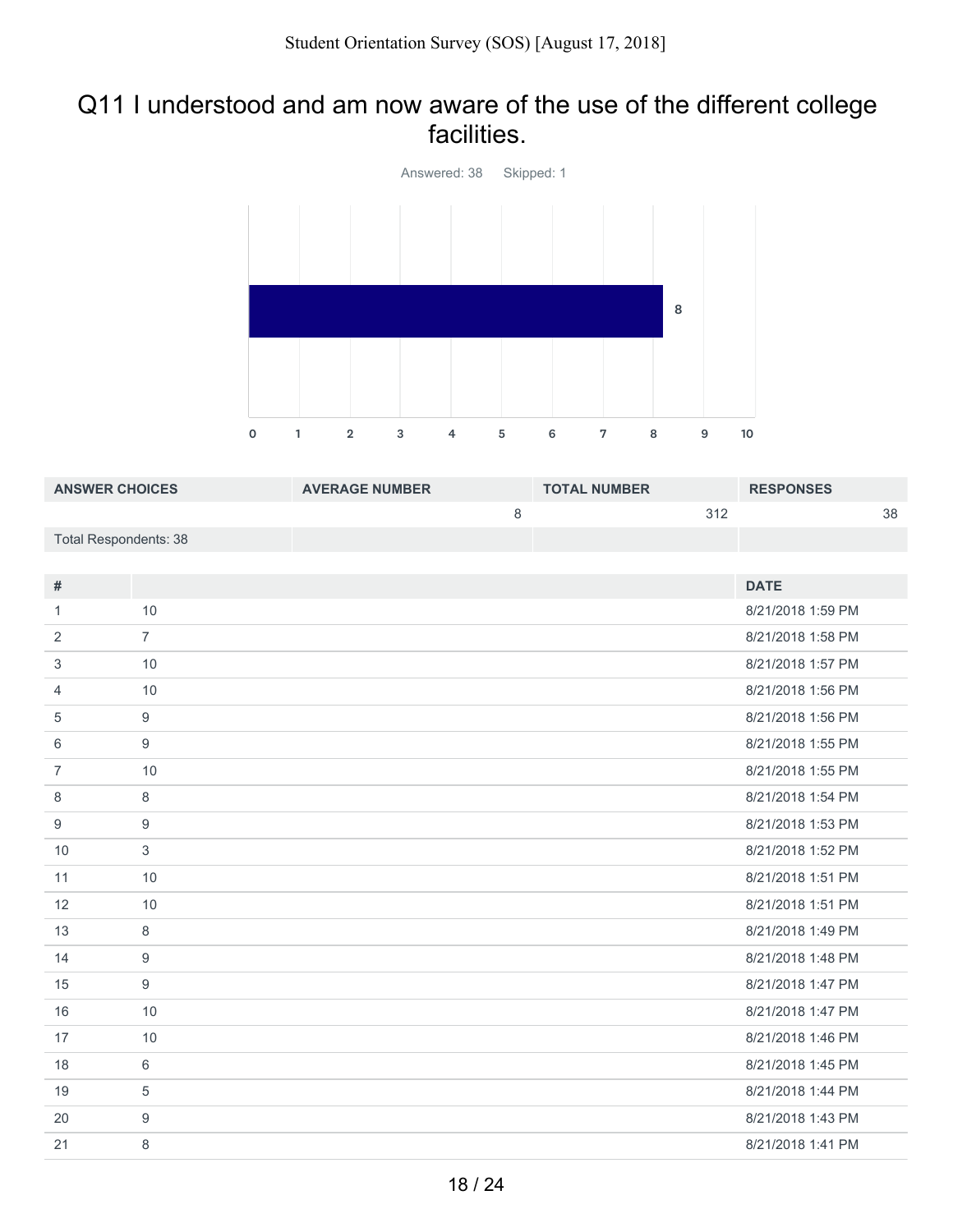# Q11 I understood and am now aware of the use of the different college facilities.

Answered: 38    Skipped: 1

| ANSWER CHOICES | AVERAGE NUMBER | TOTAL NUMBER | RESPONSES |
|---|---|---|---|
| | 8 | 312 | 38 |
| Total Respondents: 38 | | | |

| # | | DATE |
|---|---|---|
| 1 | 10 | 8/21/2018 1:59 PM |
| 2 | 7 | 8/21/2018 1:58 PM |
| 3 | 10 | 8/21/2018 1:57 PM |
| 4 | 10 | 8/21/2018 1:56 PM |
| 5 | 9 | 8/21/2018 1:56 PM |
| 6 | 9 | 8/21/2018 1:55 PM |
| 7 | 10 | 8/21/2018 1:55 PM |
| 8 | 8 | 8/21/2018 1:54 PM |
| 9 | 9 | 8/21/2018 1:53 PM |
| 10 | 3 | 8/21/2018 1:52 PM |
| 11 | 10 | 8/21/2018 1:51 PM |
| 12 | 10 | 8/21/2018 1:51 PM |
| 13 | 8 | 8/21/2018 1:49 PM |
| 14 | 9 | 8/21/2018 1:48 PM |
| 15 | 9 | 8/21/2018 1:47 PM |
| 16 | 10 | 8/21/2018 1:47 PM |
| 17 | 10 | 8/21/2018 1:46 PM |
| 18 | 6 | 8/21/2018 1:45 PM |
| 19 | 5 | 8/21/2018 1:44 PM |
| 20 | 9 | 8/21/2018 1:43 PM |
| 21 | 8 | 8/21/2018 1:41 PM |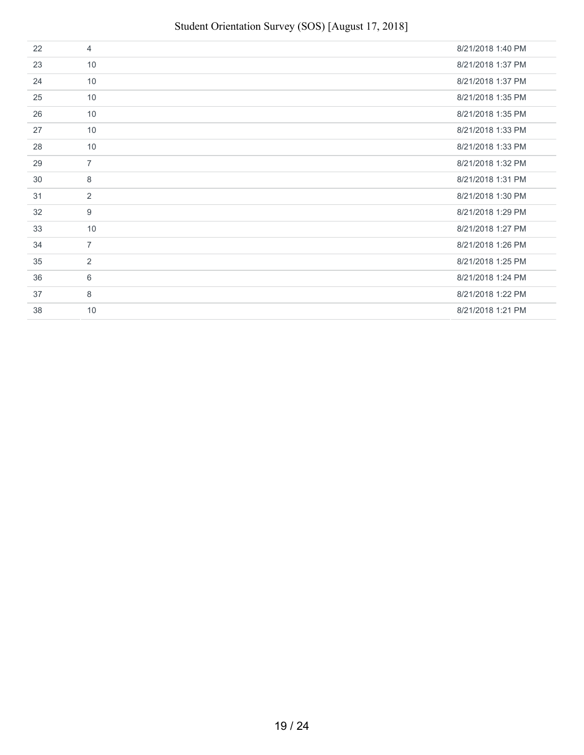| | | |
|---|---|---|
| 22 | 4 | 8/21/2018 1:40 PM |
| 23 | 10 | 8/21/2018 1:37 PM |
| 24 | 10 | 8/21/2018 1:37 PM |
| 25 | 10 | 8/21/2018 1:35 PM |
| 26 | 10 | 8/21/2018 1:35 PM |
| 27 | 10 | 8/21/2018 1:33 PM |
| 28 | 10 | 8/21/2018 1:33 PM |
| 29 | 7 | 8/21/2018 1:32 PM |
| 30 | 8 | 8/21/2018 1:31 PM |
| 31 | 2 | 8/21/2018 1:30 PM |
| 32 | 9 | 8/21/2018 1:29 PM |
| 33 | 10 | 8/21/2018 1:27 PM |
| 34 | 7 | 8/21/2018 1:26 PM |
| 35 | 2 | 8/21/2018 1:25 PM |
| 36 | 6 | 8/21/2018 1:24 PM |
| 37 | 8 | 8/21/2018 1:22 PM |
| 38 | 10 | 8/21/2018 1:21 PM |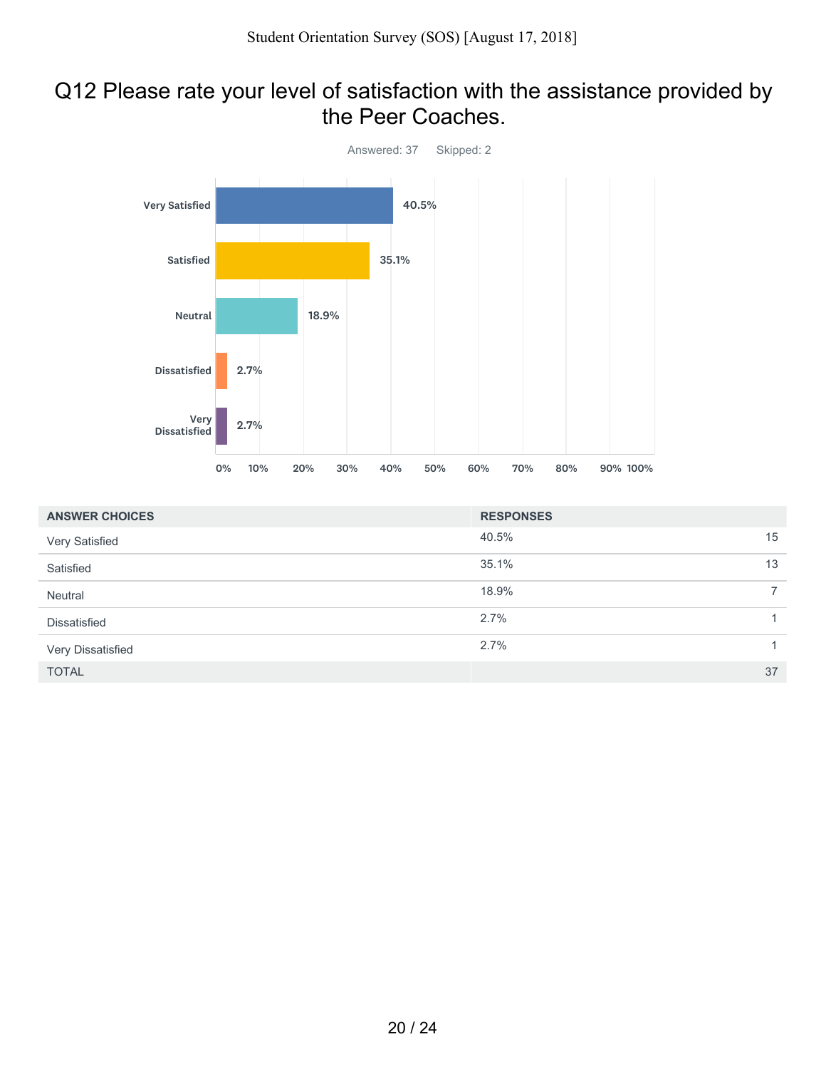# Q12 Please rate your level of satisfaction with the assistance provided by the Peer Coaches.

Answered: 37 Skipped: 2

| ANSWER CHOICES | RESPONSES | |
|---|---|---|
| Very Satisfied | 40.5% | 15 |
| Satisfied | 35.1% | 13 |
| Neutral | 18.9% | 7 |
| Dissatisfied | 2.7% | 1 |
| Very Dissatisfied | 2.7% | 1 |
| TOTAL | | 37 |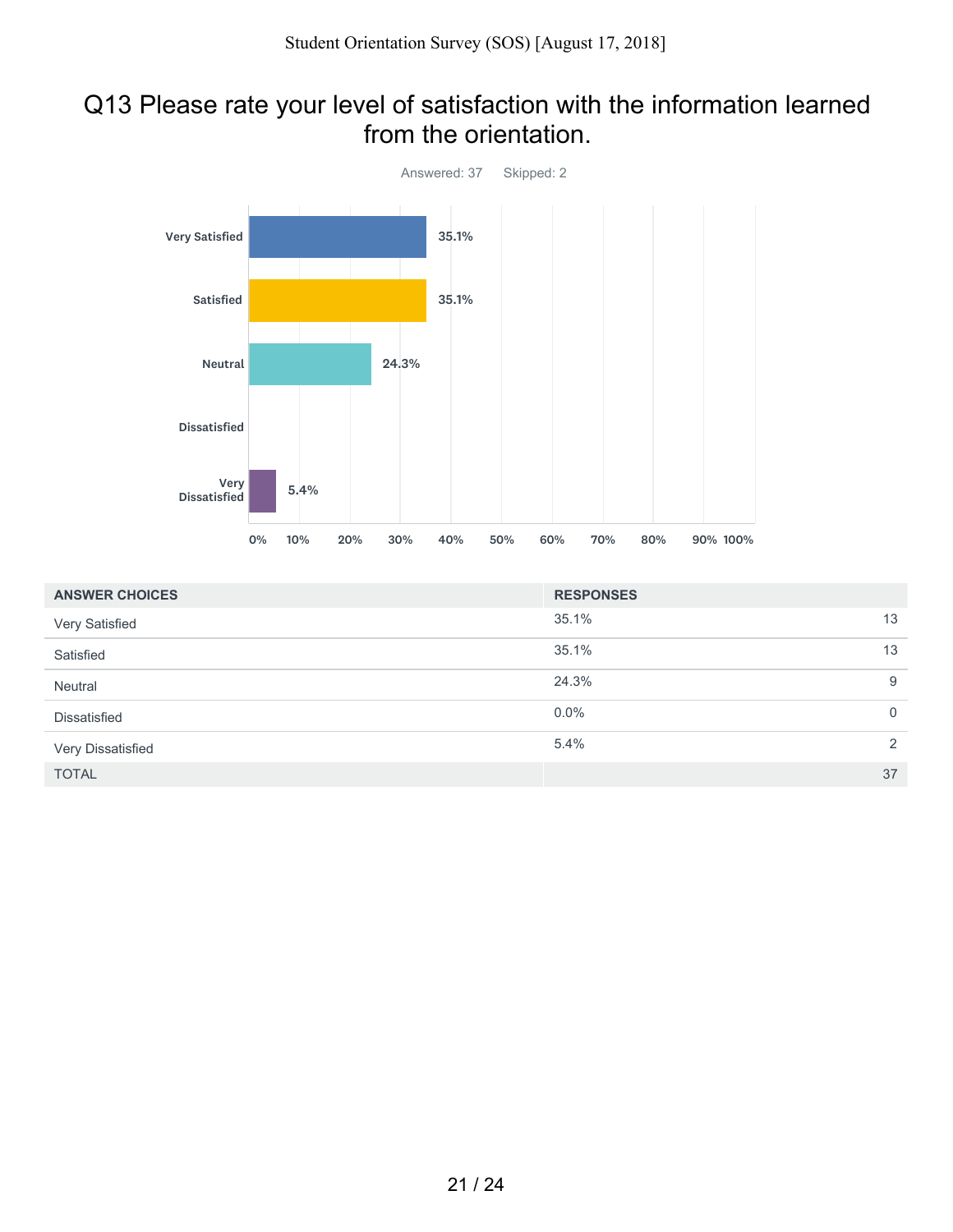## Q13 Please rate your level of satisfaction with the information learned from the orientation.

Answered: 37 Skipped: 2

| ANSWER CHOICES | RESPONSES | |
|---|---|---|
| Very Satisfied | 35.1% | 13 |
| Satisfied | 35.1% | 13 |
| Neutral | 24.3% | 9 |
| Dissatisfied | 0.0% | 0 |
| Very Dissatisfied | 5.4% | 2 |
| TOTAL | | 37 |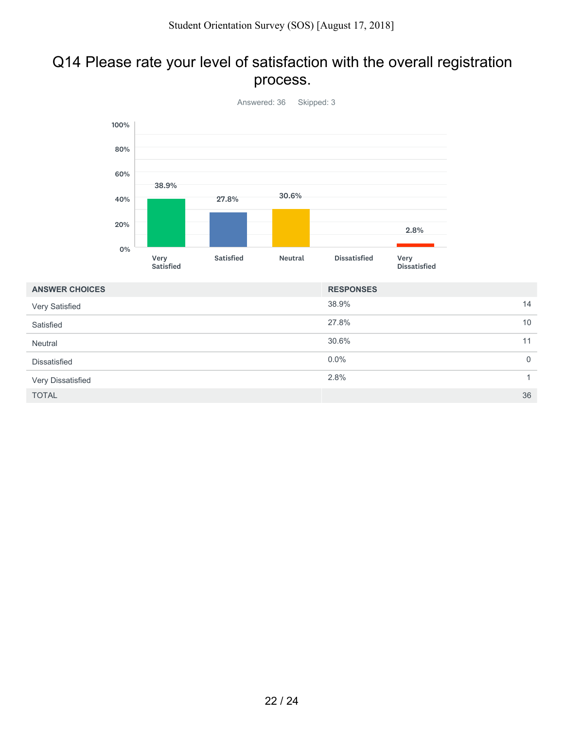# Q14 Please rate your level of satisfaction with the overall registration process.

Answered: 36 Skipped: 3

| ANSWER CHOICES | RESPONSES | |
|---|---|---|
| Very Satisfied | 38.9% | 14 |
| Satisfied | 27.8% | 10 |
| Neutral | 30.6% | 11 |
| Dissatisfied | 0.0% | 0 |
| Very Dissatisfied | 2.8% | 1 |
| TOTAL | | 36 |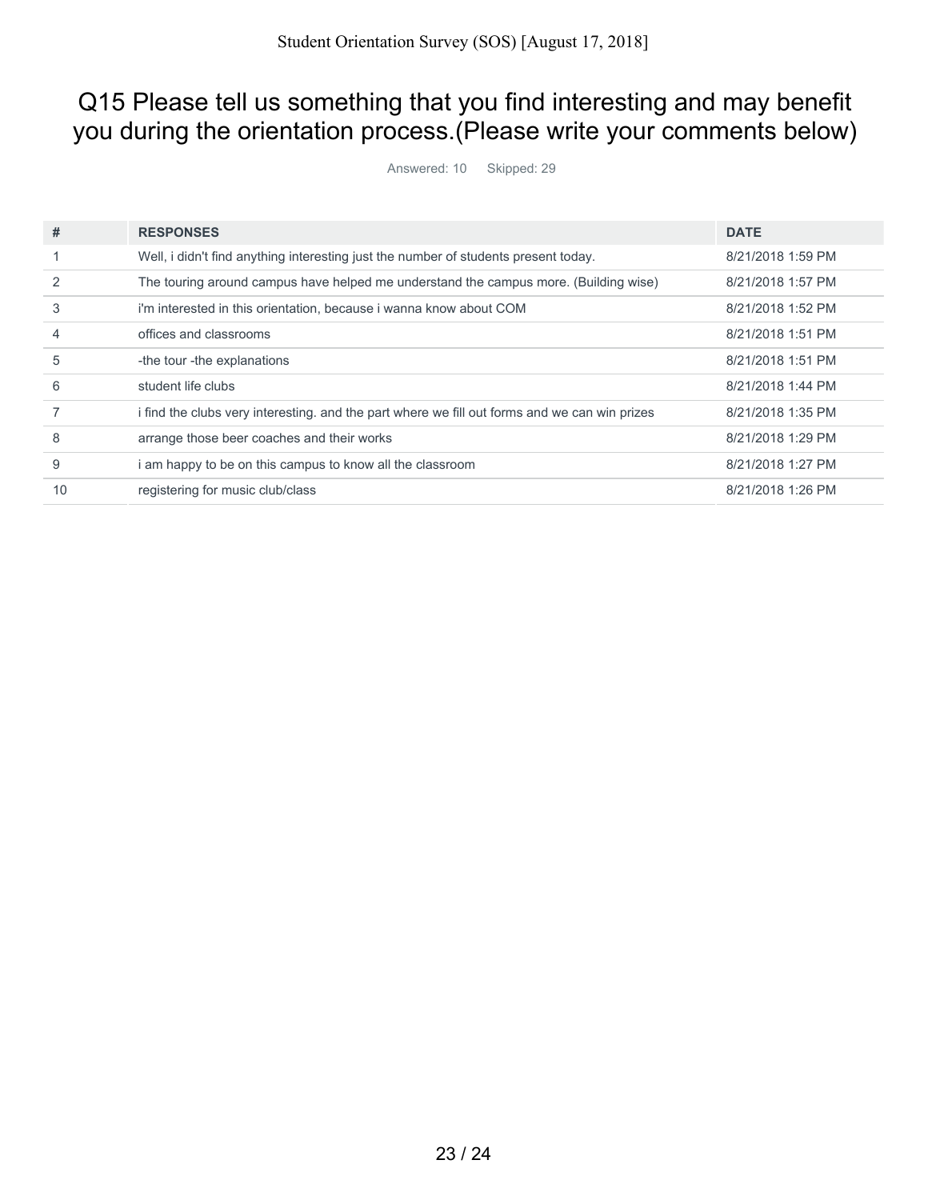## Q15 Please tell us something that you find interesting and may benefit you during the orientation process.(Please write your comments below)

Answered: 10 Skipped: 29

| # | RESPONSES | DATE |
|---|---|---|
| 1 | Well, i didn't find anything interesting just the number of students present today. | 8/21/2018 1:59 PM |
| 2 | The touring around campus have helped me understand the campus more. (Building wise) | 8/21/2018 1:57 PM |
| 3 | i'm interested in this orientation, because i wanna know about COM | 8/21/2018 1:52 PM |
| 4 | offices and classrooms | 8/21/2018 1:51 PM |
| 5 | -the tour -the explanations | 8/21/2018 1:51 PM |
| 6 | student life clubs | 8/21/2018 1:44 PM |
| 7 | i find the clubs very interesting. and the part where we fill out forms and we can win prizes | 8/21/2018 1:35 PM |
| 8 | arrange those beer coaches and their works | 8/21/2018 1:29 PM |
| 9 | i am happy to be on this campus to know all the classroom | 8/21/2018 1:27 PM |
| 10 | registering for music club/class | 8/21/2018 1:26 PM |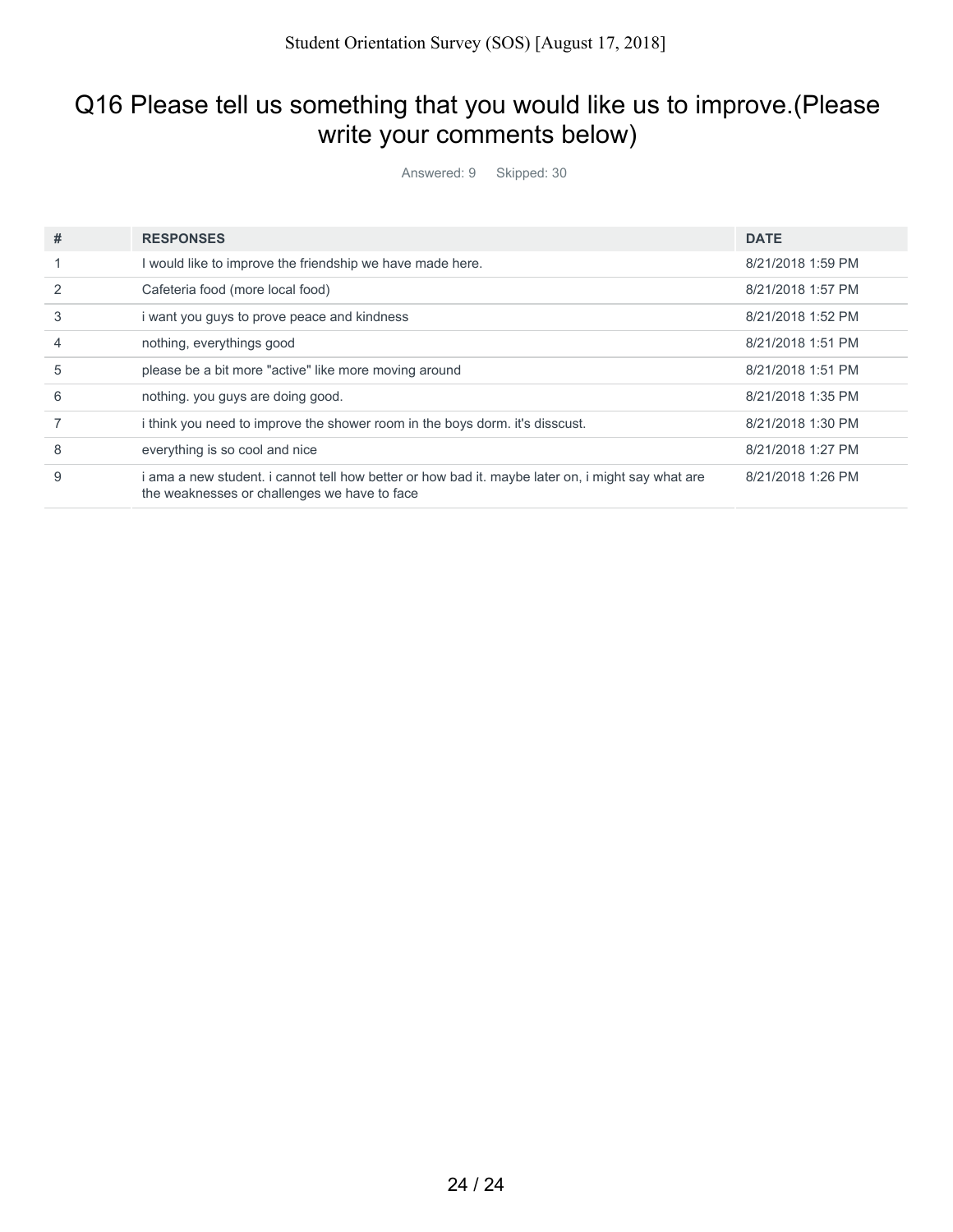## Q16 Please tell us something that you would like us to improve.(Please write your comments below)

Answered: 9 Skipped: 30

| # | RESPONSES | DATE |
|---|---|---|
| 1 | I would like to improve the friendship we have made here. | 8/21/2018 1:59 PM |
| 2 | Cafeteria food (more local food) | 8/21/2018 1:57 PM |
| 3 | i want you guys to prove peace and kindness | 8/21/2018 1:52 PM |
| 4 | nothing, everythings good | 8/21/2018 1:51 PM |
| 5 | please be a bit more "active" like more moving around | 8/21/2018 1:51 PM |
| 6 | nothing. you guys are doing good. | 8/21/2018 1:35 PM |
| 7 | i think you need to improve the shower room in the boys dorm. it's disscust. | 8/21/2018 1:30 PM |
| 8 | everything is so cool and nice | 8/21/2018 1:27 PM |
| 9 | i ama a new student. i cannot tell how better or how bad it. maybe later on, i might say what are the weaknesses or challenges we have to face | 8/21/2018 1:26 PM |